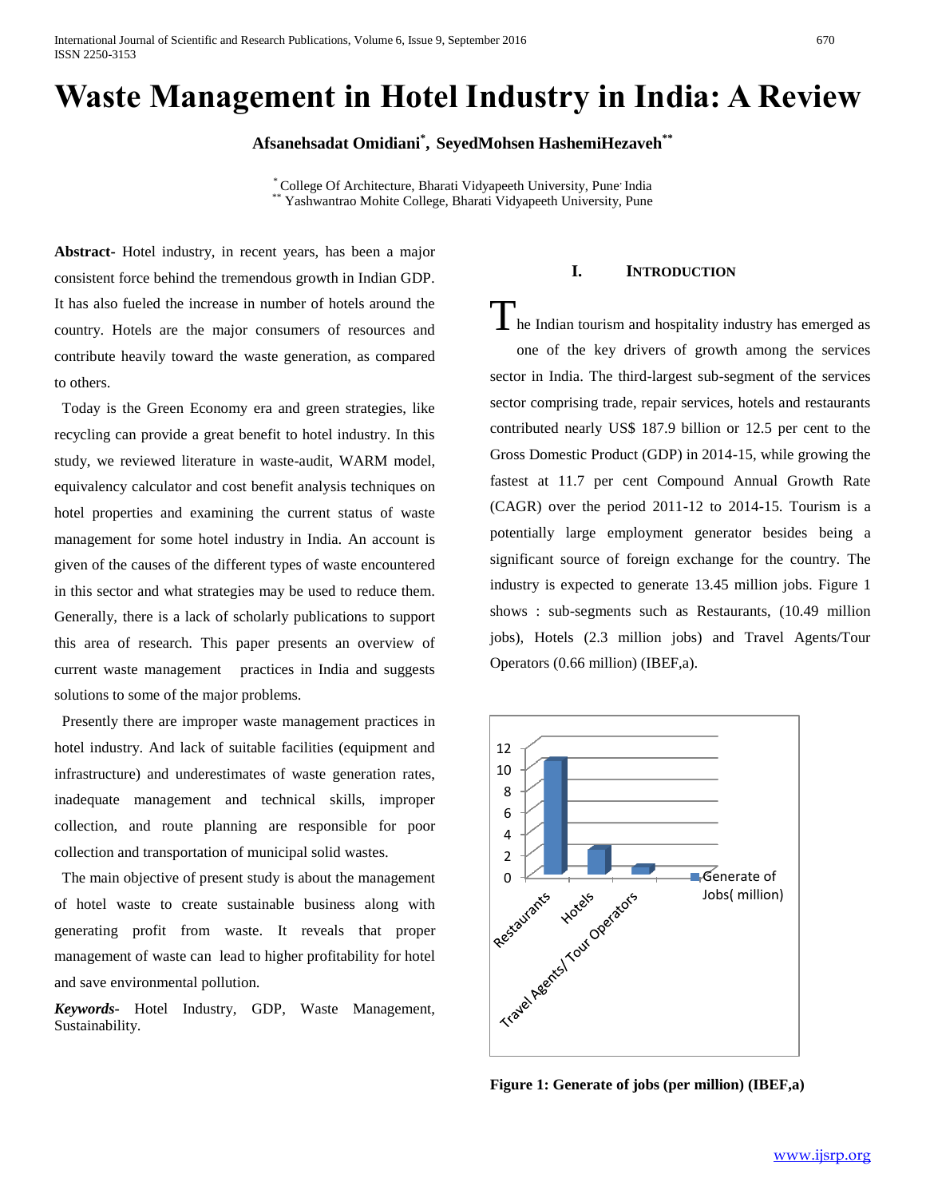# Waste Management in Hotel Industry in India: A Review

**Afsanehsadat Omidiani[*], SeyedMohsen HashemiHezaveh[**]**

[*] College Of Architecture, Bharati Vidyapeeth University, Pune India
[**] Yashwantrao Mohite College, Bharati Vidyapeeth University, Pune

**Abstract-** Hotel industry, in recent years, has been a major consistent force behind the tremendous growth in Indian GDP. It has also fueled the increase in number of hotels around the country. Hotels are the major consumers of resources and contribute heavily toward the waste generation, as compared to others.

Today is the Green Economy era and green strategies, like recycling can provide a great benefit to hotel industry. In this study, we reviewed literature in waste-audit, WARM model, equivalency calculator and cost benefit analysis techniques on hotel properties and examining the current status of waste management for some hotel industry in India. An account is given of the causes of the different types of waste encountered in this sector and what strategies may be used to reduce them. Generally, there is a lack of scholarly publications to support this area of research. This paper presents an overview of current waste management practices in India and suggests solutions to some of the major problems.

Presently there are improper waste management practices in hotel industry. And lack of suitable facilities (equipment and infrastructure) and underestimates of waste generation rates, inadequate management and technical skills, improper collection, and route planning are responsible for poor collection and transportation of municipal solid wastes.

The main objective of present study is about the management of hotel waste to create sustainable business along with generating profit from waste. It reveals that proper management of waste can lead to higher profitability for hotel and save environmental pollution.

***Keywords***- Hotel Industry, GDP, Waste Management, Sustainability.

## I. Introduction

The Indian tourism and hospitality industry has emerged as one of the key drivers of growth among the services sector in India. The third-largest sub-segment of the services sector comprising trade, repair services, hotels and restaurants contributed nearly US$ 187.9 billion or 12.5 per cent to the Gross Domestic Product (GDP) in 2014-15, while growing the fastest at 11.7 per cent Compound Annual Growth Rate (CAGR) over the period 2011-12 to 2014-15. Tourism is a potentially large employment generator besides being a significant source of foreign exchange for the country. The industry is expected to generate 13.45 million jobs. Figure 1 shows : sub-segments such as Restaurants, (10.49 million jobs), Hotels (2.3 million jobs) and Travel Agents/Tour Operators (0.66 million) (IBEF,a).

**Figure 1: Generate of jobs (per million) (IBEF,a)**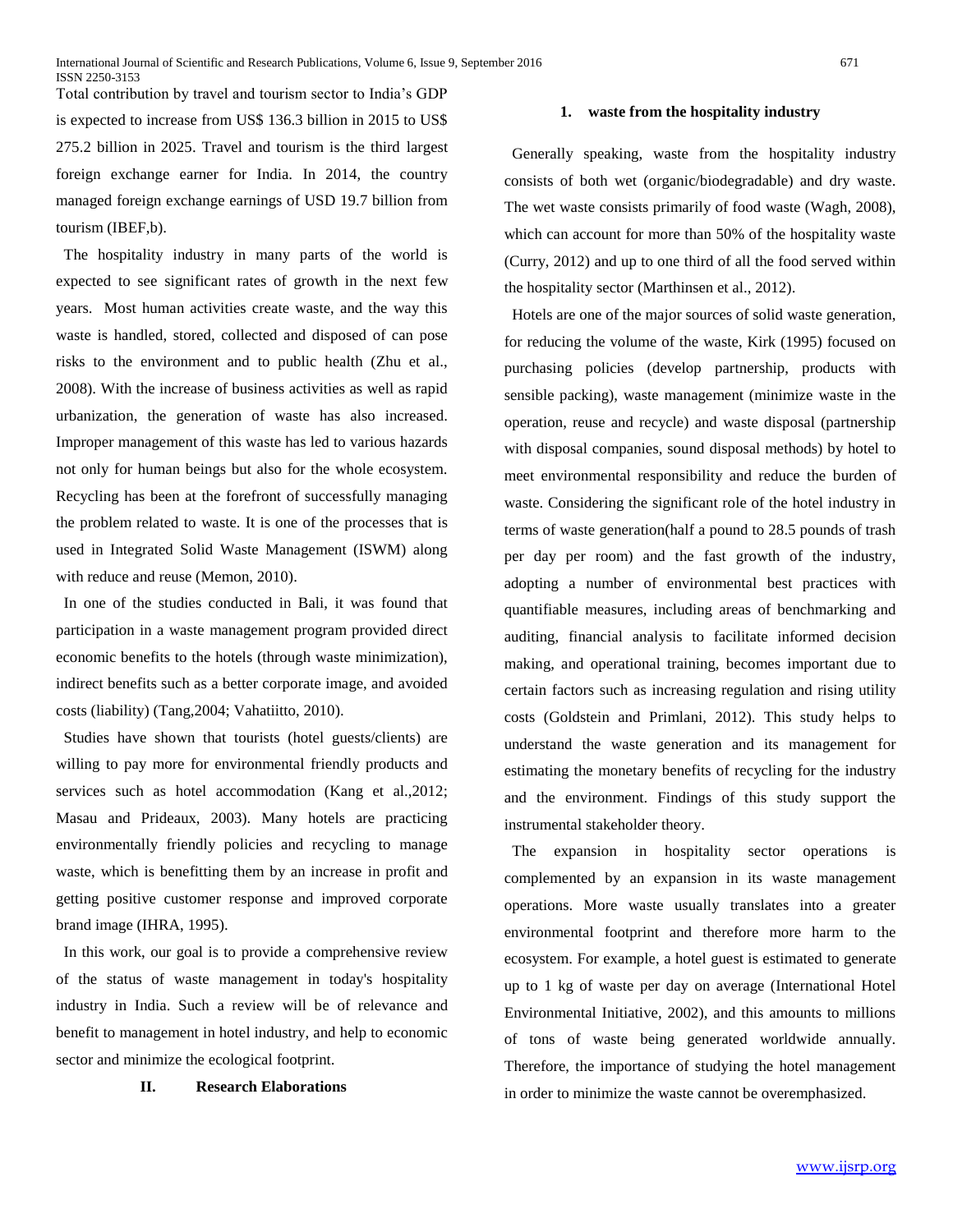Total contribution by travel and tourism sector to India's GDP is expected to increase from US$ 136.3 billion in 2015 to US$ 275.2 billion in 2025. Travel and tourism is the third largest foreign exchange earner for India. In 2014, the country managed foreign exchange earnings of USD 19.7 billion from tourism (IBEF,b).

The hospitality industry in many parts of the world is expected to see significant rates of growth in the next few years. Most human activities create waste, and the way this waste is handled, stored, collected and disposed of can pose risks to the environment and to public health (Zhu et al., 2008). With the increase of business activities as well as rapid urbanization, the generation of waste has also increased. Improper management of this waste has led to various hazards not only for human beings but also for the whole ecosystem. Recycling has been at the forefront of successfully managing the problem related to waste. It is one of the processes that is used in Integrated Solid Waste Management (ISWM) along with reduce and reuse (Memon, 2010).

In one of the studies conducted in Bali, it was found that participation in a waste management program provided direct economic benefits to the hotels (through waste minimization), indirect benefits such as a better corporate image, and avoided costs (liability) (Tang,2004; Vahatiitto, 2010).

Studies have shown that tourists (hotel guests/clients) are willing to pay more for environmental friendly products and services such as hotel accommodation (Kang et al.,2012; Masau and Prideaux, 2003). Many hotels are practicing environmentally friendly policies and recycling to manage waste, which is benefitting them by an increase in profit and getting positive customer response and improved corporate brand image (IHRA, 1995).

In this work, our goal is to provide a comprehensive review of the status of waste management in today's hospitality industry in India. Such a review will be of relevance and benefit to management in hotel industry, and help to economic sector and minimize the ecological footprint.

## II. Research Elaborations

### 1. waste from the hospitality industry

Generally speaking, waste from the hospitality industry consists of both wet (organic/biodegradable) and dry waste. The wet waste consists primarily of food waste (Wagh, 2008), which can account for more than 50% of the hospitality waste (Curry, 2012) and up to one third of all the food served within the hospitality sector (Marthinsen et al., 2012).

Hotels are one of the major sources of solid waste generation, for reducing the volume of the waste, Kirk (1995) focused on purchasing policies (develop partnership, products with sensible packing), waste management (minimize waste in the operation, reuse and recycle) and waste disposal (partnership with disposal companies, sound disposal methods) by hotel to meet environmental responsibility and reduce the burden of waste. Considering the significant role of the hotel industry in terms of waste generation(half a pound to 28.5 pounds of trash per day per room) and the fast growth of the industry, adopting a number of environmental best practices with quantifiable measures, including areas of benchmarking and auditing, financial analysis to facilitate informed decision making, and operational training, becomes important due to certain factors such as increasing regulation and rising utility costs (Goldstein and Primlani, 2012). This study helps to understand the waste generation and its management for estimating the monetary benefits of recycling for the industry and the environment. Findings of this study support the instrumental stakeholder theory.

The expansion in hospitality sector operations is complemented by an expansion in its waste management operations. More waste usually translates into a greater environmental footprint and therefore more harm to the ecosystem. For example, a hotel guest is estimated to generate up to 1 kg of waste per day on average (International Hotel Environmental Initiative, 2002), and this amounts to millions of tons of waste being generated worldwide annually. Therefore, the importance of studying the hotel management in order to minimize the waste cannot be overemphasized.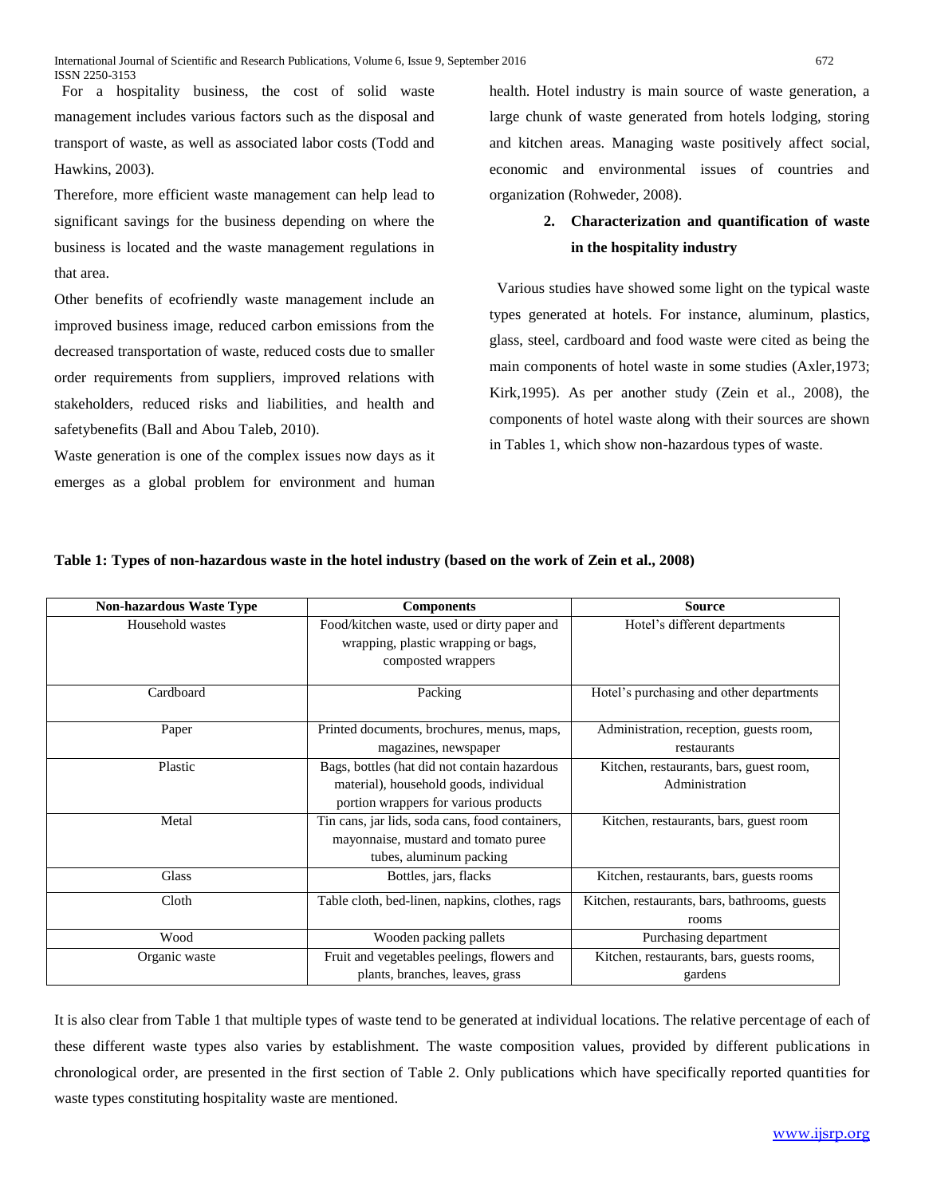For a hospitality business, the cost of solid waste management includes various factors such as the disposal and transport of waste, as well as associated labor costs (Todd and Hawkins, 2003).

Therefore, more efficient waste management can help lead to significant savings for the business depending on where the business is located and the waste management regulations in that area.

Other benefits of ecofriendly waste management include an improved business image, reduced carbon emissions from the decreased transportation of waste, reduced costs due to smaller order requirements from suppliers, improved relations with stakeholders, reduced risks and liabilities, and health and safetybenefits (Ball and Abou Taleb, 2010).

Waste generation is one of the complex issues now days as it emerges as a global problem for environment and human health. Hotel industry is main source of waste generation, a large chunk of waste generated from hotels lodging, storing and kitchen areas. Managing waste positively affect social, economic and environmental issues of countries and organization (Rohweder, 2008).

## 2. Characterization and quantification of waste in the hospitality industry

Various studies have showed some light on the typical waste types generated at hotels. For instance, aluminum, plastics, glass, steel, cardboard and food waste were cited as being the main components of hotel waste in some studies (Axler,1973; Kirk,1995). As per another study (Zein et al., 2008), the components of hotel waste along with their sources are shown in Tables 1, which show non-hazardous types of waste.

**Table 1: Types of non-hazardous waste in the hotel industry (based on the work of Zein et al., 2008)**

| Non-hazardous Waste Type | Components | Source |
|---|---|---|
| Household wastes | Food/kitchen waste, used or dirty paper and wrapping, plastic wrapping or bags, composted wrappers | Hotel's different departments |
| Cardboard | Packing | Hotel's purchasing and other departments |
| Paper | Printed documents, brochures, menus, maps, magazines, newspaper | Administration, reception, guests room, restaurants |
| Plastic | Bags, bottles (hat did not contain hazardous material), household goods, individual portion wrappers for various products | Kitchen, restaurants, bars, guest room, Administration |
| Metal | Tin cans, jar lids, soda cans, food containers, mayonnaise, mustard and tomato puree tubes, aluminum packing | Kitchen, restaurants, bars, guest room |
| Glass | Bottles, jars, flacks | Kitchen, restaurants, bars, guests rooms |
| Cloth | Table cloth, bed-linen, napkins, clothes, rags | Kitchen, restaurants, bars, bathrooms, guests rooms |
| Wood | Wooden packing pallets | Purchasing department |
| Organic waste | Fruit and vegetables peelings, flowers and plants, branches, leaves, grass | Kitchen, restaurants, bars, guests rooms, gardens |

It is also clear from Table 1 that multiple types of waste tend to be generated at individual locations. The relative percentage of each of these different waste types also varies by establishment. The waste composition values, provided by different publications in chronological order, are presented in the first section of Table 2. Only publications which have specifically reported quantities for waste types constituting hospitality waste are mentioned.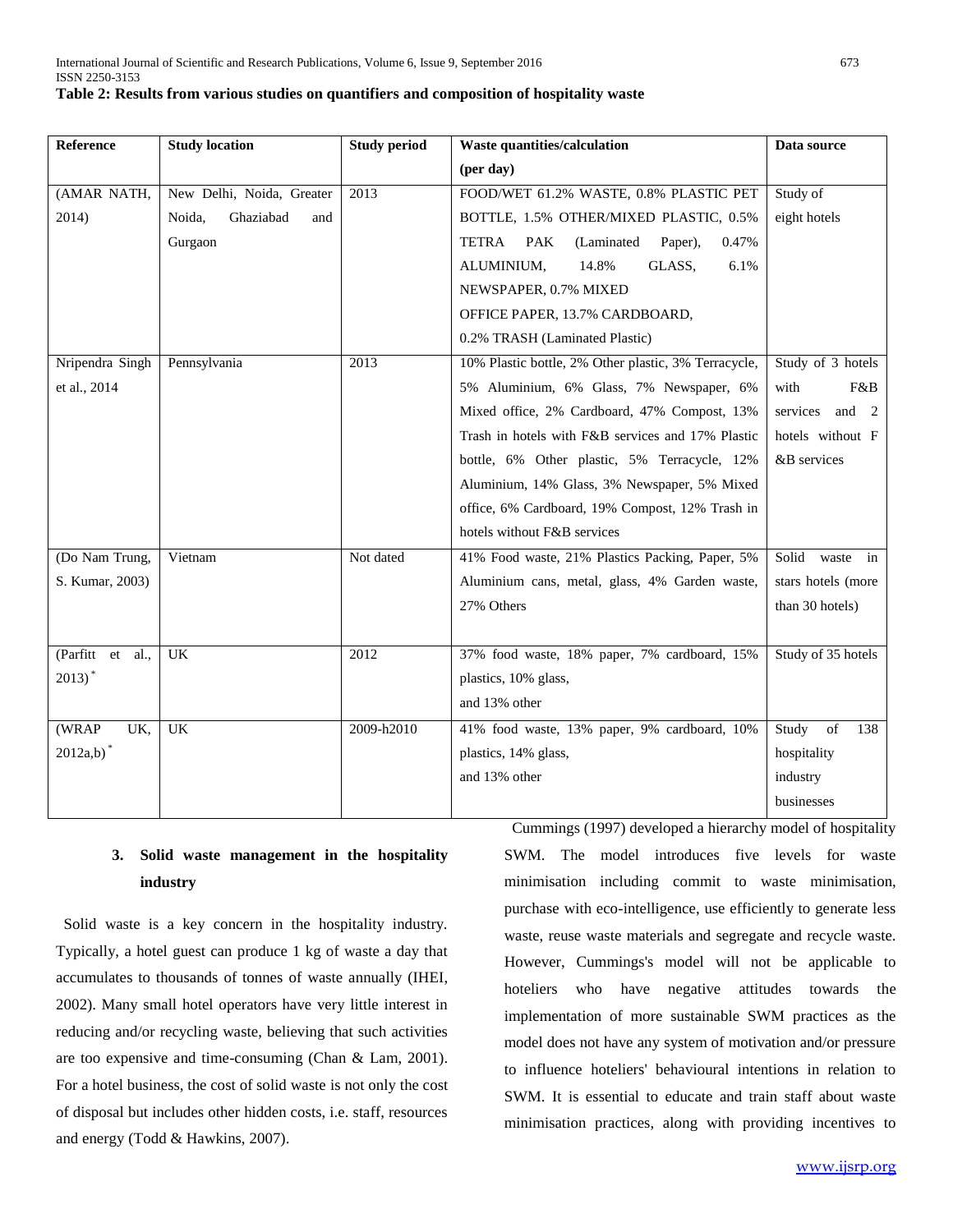**Table 2: Results from various studies on quantifiers and composition of hospitality waste**

| Reference | Study location | Study period | Waste quantities/calculation (per day) | Data source |
|---|---|---|---|---|
| (AMAR NATH, 2014) | New Delhi, Noida, Greater Noida, Ghaziabad and Gurgaon | 2013 | FOOD/WET 61.2% WASTE, 0.8% PLASTIC PET BOTTLE, 1.5% OTHER/MIXED PLASTIC, 0.5% TETRA PAK (Laminated Paper), 0.47% ALUMINIUM, 14.8% GLASS, 6.1% NEWSPAPER, 0.7% MIXED OFFICE PAPER, 13.7% CARDBOARD, 0.2% TRASH (Laminated Plastic) | Study of eight hotels |
| Nripendra Singh et al., 2014 | Pennsylvania | 2013 | 10% Plastic bottle, 2% Other plastic, 3% Terracycle, 5% Aluminium, 6% Glass, 7% Newspaper, 6% Mixed office, 2% Cardboard, 47% Compost, 13% Trash in hotels with F&B services and 17% Plastic bottle, 6% Other plastic, 5% Terracycle, 12% Aluminium, 14% Glass, 3% Newspaper, 5% Mixed office, 6% Cardboard, 19% Compost, 12% Trash in hotels without F&B services | Study of 3 hotels with F&B services and 2 hotels without F &B services |
| (Do Nam Trung, S. Kumar, 2003) | Vietnam | Not dated | 41% Food waste, 21% Plastics Packing, Paper, 5% Aluminium cans, metal, glass, 4% Garden waste, 27% Others | Solid waste in stars hotels (more than 30 hotels) |
| (Parfitt et al., 2013)* | UK | 2012 | 37% food waste, 18% paper, 7% cardboard, 15% plastics, 10% glass, and 13% other | Study of 35 hotels |
| (WRAP UK, 2012a,b)* | UK | 2009-h2010 | 41% food waste, 13% paper, 9% cardboard, 10% plastics, 14% glass, and 13% other | Study of 138 hospitality industry businesses |

## 3. Solid waste management in the hospitality industry

Solid waste is a key concern in the hospitality industry. Typically, a hotel guest can produce 1 kg of waste a day that accumulates to thousands of tonnes of waste annually (IHEI, 2002). Many small hotel operators have very little interest in reducing and/or recycling waste, believing that such activities are too expensive and time-consuming (Chan & Lam, 2001). For a hotel business, the cost of solid waste is not only the cost of disposal but includes other hidden costs, i.e. staff, resources and energy (Todd & Hawkins, 2007).

Cummings (1997) developed a hierarchy model of hospitality SWM. The model introduces five levels for waste minimisation including commit to waste minimisation, purchase with eco-intelligence, use efficiently to generate less waste, reuse waste materials and segregate and recycle waste. However, Cummings's model will not be applicable to hoteliers who have negative attitudes towards the implementation of more sustainable SWM practices as the model does not have any system of motivation and/or pressure to influence hoteliers' behavioural intentions in relation to SWM. It is essential to educate and train staff about waste minimisation practices, along with providing incentives to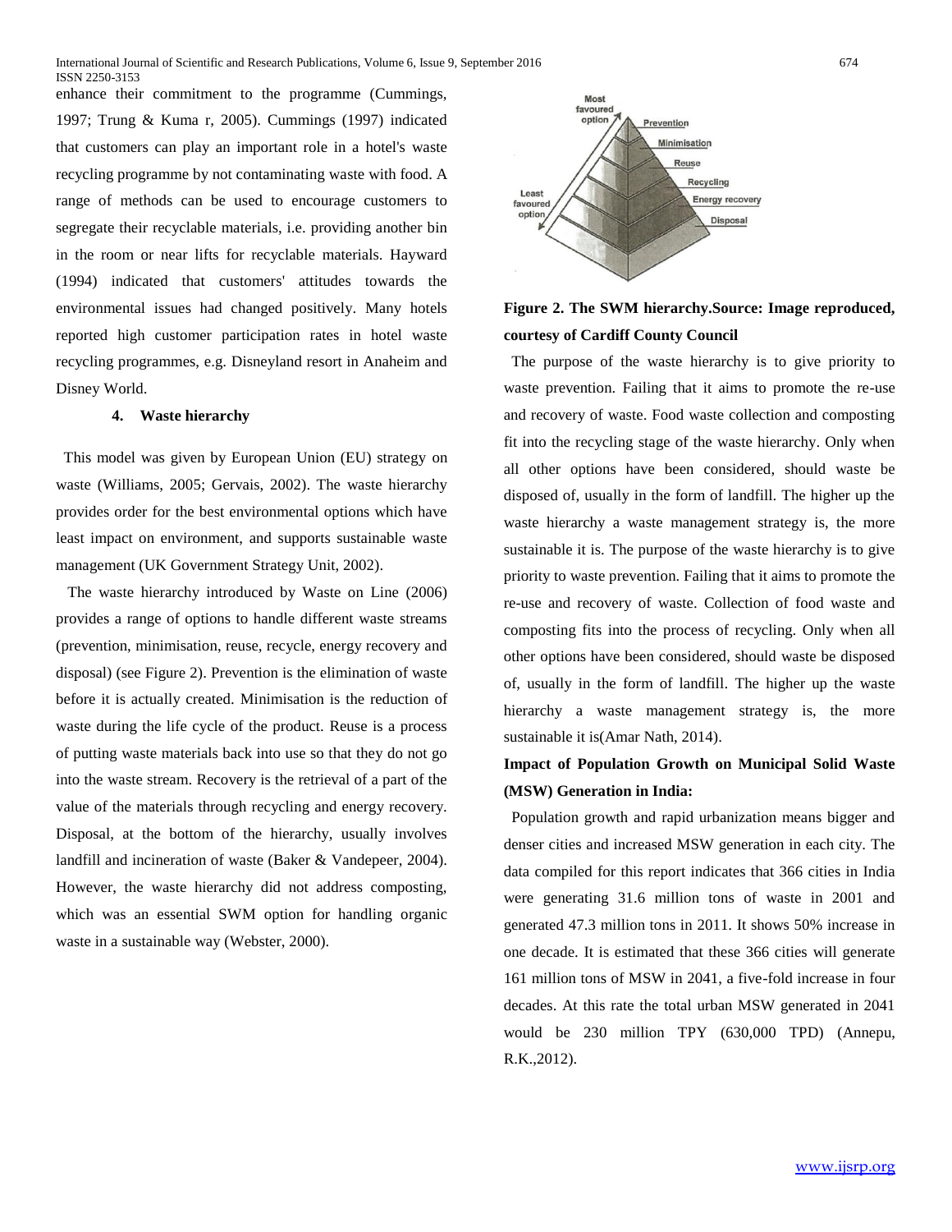enhance their commitment to the programme (Cummings, 1997; Trung & Kuma r, 2005). Cummings (1997) indicated that customers can play an important role in a hotel's waste recycling programme by not contaminating waste with food. A range of methods can be used to encourage customers to segregate their recyclable materials, i.e. providing another bin in the room or near lifts for recyclable materials. Hayward (1994) indicated that customers' attitudes towards the environmental issues had changed positively. Many hotels reported high customer participation rates in hotel waste recycling programmes, e.g. Disneyland resort in Anaheim and Disney World.

#### 4. Waste hierarchy

This model was given by European Union (EU) strategy on waste (Williams, 2005; Gervais, 2002). The waste hierarchy provides order for the best environmental options which have least impact on environment, and supports sustainable waste management (UK Government Strategy Unit, 2002).

The waste hierarchy introduced by Waste on Line (2006) provides a range of options to handle different waste streams (prevention, minimisation, reuse, recycle, energy recovery and disposal) (see Figure 2). Prevention is the elimination of waste before it is actually created. Minimisation is the reduction of waste during the life cycle of the product. Reuse is a process of putting waste materials back into use so that they do not go into the waste stream. Recovery is the retrieval of a part of the value of the materials through recycling and energy recovery. Disposal, at the bottom of the hierarchy, usually involves landfill and incineration of waste (Baker & Vandepeer, 2004). However, the waste hierarchy did not address composting, which was an essential SWM option for handling organic waste in a sustainable way (Webster, 2000).

**Figure 2. The SWM hierarchy.Source: Image reproduced, courtesy of Cardiff County Council**

The purpose of the waste hierarchy is to give priority to waste prevention. Failing that it aims to promote the re-use and recovery of waste. Food waste collection and composting fit into the recycling stage of the waste hierarchy. Only when all other options have been considered, should waste be disposed of, usually in the form of landfill. The higher up the waste hierarchy a waste management strategy is, the more sustainable it is. The purpose of the waste hierarchy is to give priority to waste prevention. Failing that it aims to promote the re-use and recovery of waste. Collection of food waste and composting fits into the process of recycling. Only when all other options have been considered, should waste be disposed of, usually in the form of landfill. The higher up the waste hierarchy a waste management strategy is, the more sustainable it is(Amar Nath, 2014).

**Impact of Population Growth on Municipal Solid Waste (MSW) Generation in India:**

Population growth and rapid urbanization means bigger and denser cities and increased MSW generation in each city. The data compiled for this report indicates that 366 cities in India were generating 31.6 million tons of waste in 2001 and generated 47.3 million tons in 2011. It shows 50% increase in one decade. It is estimated that these 366 cities will generate 161 million tons of MSW in 2041, a five-fold increase in four decades. At this rate the total urban MSW generated in 2041 would be 230 million TPY (630,000 TPD) (Annepu, R.K.,2012).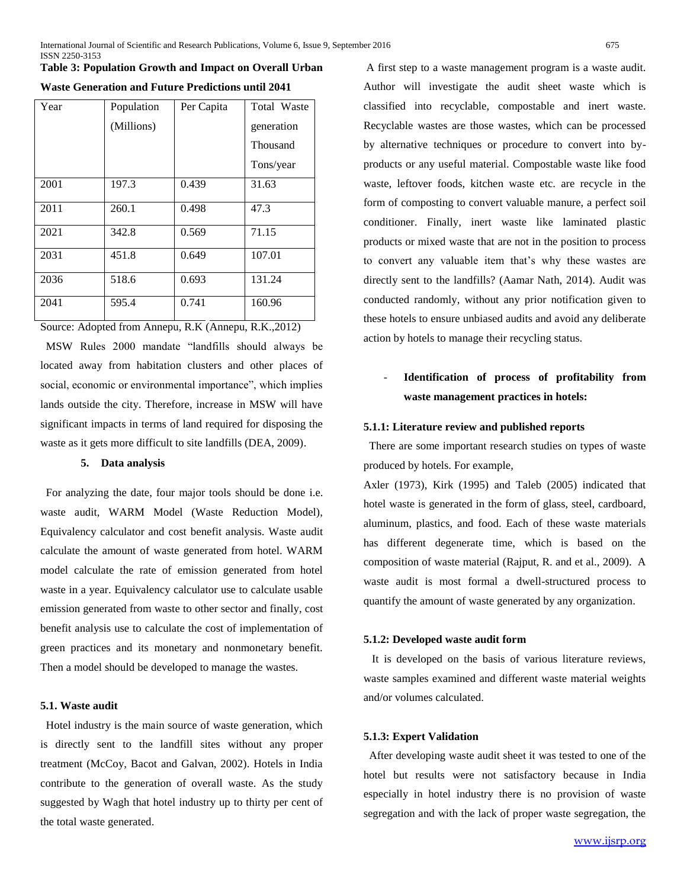**Table 3: Population Growth and Impact on Overall Urban Waste Generation and Future Predictions until 2041**

| Year | Population (Millions) | Per Capita | Total Waste generation Thousand Tons/year |
|---|---|---|---|
| 2001 | 197.3 | 0.439 | 31.63 |
| 2011 | 260.1 | 0.498 | 47.3 |
| 2021 | 342.8 | 0.569 | 71.15 |
| 2031 | 451.8 | 0.649 | 107.01 |
| 2036 | 518.6 | 0.693 | 131.24 |
| 2041 | 595.4 | 0.741 | 160.96 |

Source: Adopted from Annepu, R.K (Annepu, R.K.,2012)

MSW Rules 2000 mandate "landfills should always be located away from habitation clusters and other places of social, economic or environmental importance", which implies lands outside the city. Therefore, increase in MSW will have significant impacts in terms of land required for disposing the waste as it gets more difficult to site landfills (DEA, 2009).

## 5. Data analysis

For analyzing the date, four major tools should be done i.e. waste audit, WARM Model (Waste Reduction Model), Equivalency calculator and cost benefit analysis. Waste audit calculate the amount of waste generated from hotel. WARM model calculate the rate of emission generated from hotel waste in a year. Equivalency calculator use to calculate usable emission generated from waste to other sector and finally, cost benefit analysis use to calculate the cost of implementation of green practices and its monetary and nonmonetary benefit. Then a model should be developed to manage the wastes.

### 5.1. Waste audit

Hotel industry is the main source of waste generation, which is directly sent to the landfill sites without any proper treatment (McCoy, Bacot and Galvan, 2002). Hotels in India contribute to the generation of overall waste. As the study suggested by Wagh that hotel industry up to thirty per cent of the total waste generated.

A first step to a waste management program is a waste audit. Author will investigate the audit sheet waste which is classified into recyclable, compostable and inert waste. Recyclable wastes are those wastes, which can be processed by alternative techniques or procedure to convert into by-products or any useful material. Compostable waste like food waste, leftover foods, kitchen waste etc. are recycle in the form of composting to convert valuable manure, a perfect soil conditioner. Finally, inert waste like laminated plastic products or mixed waste that are not in the position to process to convert any valuable item that's why these wastes are directly sent to the landfills? (Aamar Nath, 2014). Audit was conducted randomly, without any prior notification given to these hotels to ensure unbiased audits and avoid any deliberate action by hotels to manage their recycling status.

- **Identification of process of profitability from waste management practices in hotels:**

#### 5.1.1: Literature review and published reports

There are some important research studies on types of waste produced by hotels. For example,

Axler (1973), Kirk (1995) and Taleb (2005) indicated that hotel waste is generated in the form of glass, steel, cardboard, aluminum, plastics, and food. Each of these waste materials has different degenerate time, which is based on the composition of waste material (Rajput, R. and et al., 2009). A waste audit is most formal a dwell-structured process to quantify the amount of waste generated by any organization.

#### 5.1.2: Developed waste audit form

It is developed on the basis of various literature reviews, waste samples examined and different waste material weights and/or volumes calculated.

#### 5.1.3: Expert Validation

After developing waste audit sheet it was tested to one of the hotel but results were not satisfactory because in India especially in hotel industry there is no provision of waste segregation and with the lack of proper waste segregation, the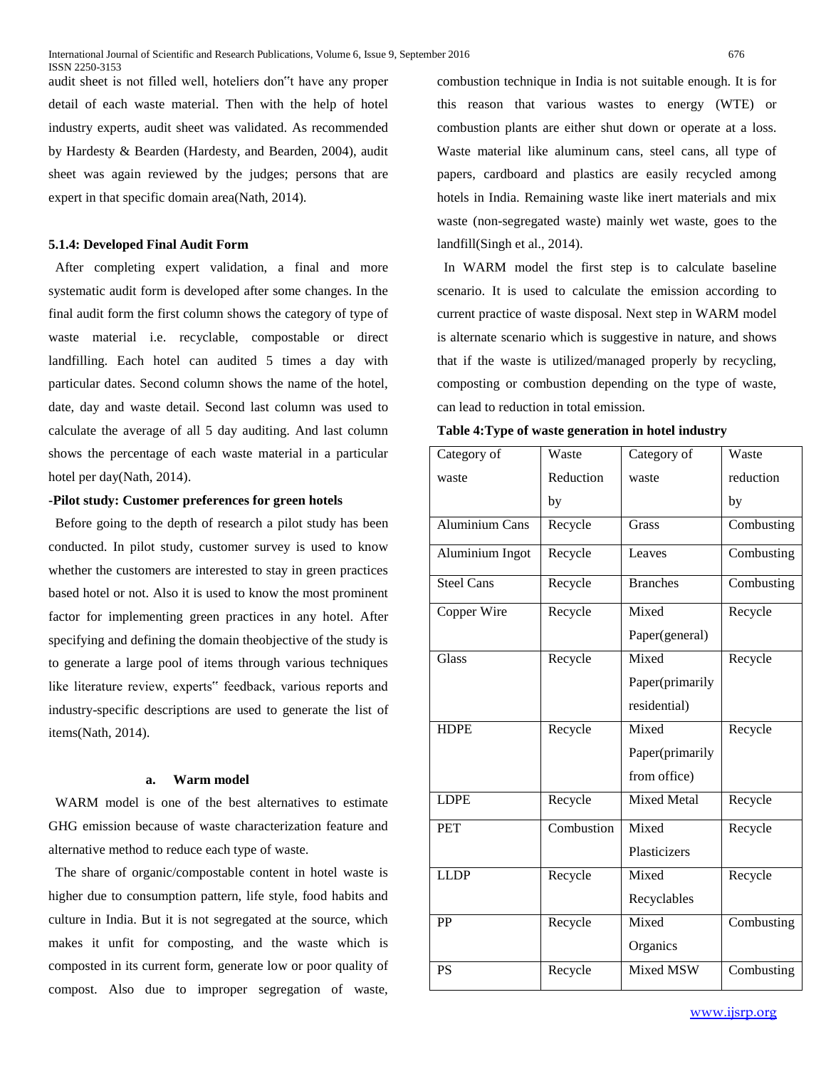audit sheet is not filled well, hoteliers don"t have any proper detail of each waste material. Then with the help of hotel industry experts, audit sheet was validated. As recommended by Hardesty & Bearden (Hardesty, and Bearden, 2004), audit sheet was again reviewed by the judges; persons that are expert in that specific domain area(Nath, 2014).

### 5.1.4: Developed Final Audit Form

After completing expert validation, a final and more systematic audit form is developed after some changes. In the final audit form the first column shows the category of type of waste material i.e. recyclable, compostable or direct landfilling. Each hotel can audited 5 times a day with particular dates. Second column shows the name of the hotel, date, day and waste detail. Second last column was used to calculate the average of all 5 day auditing. And last column shows the percentage of each waste material in a particular hotel per day(Nath, 2014).

**-Pilot study: Customer preferences for green hotels**

Before going to the depth of research a pilot study has been conducted. In pilot study, customer survey is used to know whether the customers are interested to stay in green practices based hotel or not. Also it is used to know the most prominent factor for implementing green practices in any hotel. After specifying and defining the domain theobjective of the study is to generate a large pool of items through various techniques like literature review, experts" feedback, various reports and industry-specific descriptions are used to generate the list of items(Nath, 2014).

#### a. Warm model

WARM model is one of the best alternatives to estimate GHG emission because of waste characterization feature and alternative method to reduce each type of waste.

The share of organic/compostable content in hotel waste is higher due to consumption pattern, life style, food habits and culture in India. But it is not segregated at the source, which makes it unfit for composting, and the waste which is composted in its current form, generate low or poor quality of compost. Also due to improper segregation of waste, combustion technique in India is not suitable enough. It is for this reason that various wastes to energy (WTE) or combustion plants are either shut down or operate at a loss. Waste material like aluminum cans, steel cans, all type of papers, cardboard and plastics are easily recycled among hotels in India. Remaining waste like inert materials and mix waste (non-segregated waste) mainly wet waste, goes to the landfill(Singh et al., 2014).

In WARM model the first step is to calculate baseline scenario. It is used to calculate the emission according to current practice of waste disposal. Next step in WARM model is alternate scenario which is suggestive in nature, and shows that if the waste is utilized/managed properly by recycling, composting or combustion depending on the type of waste, can lead to reduction in total emission.

**Table 4:Type of waste generation in hotel industry**

| Category of waste | Waste Reduction by | Category of waste | Waste reduction by |
|---|---|---|---|
| Aluminium Cans | Recycle | Grass | Combusting |
| Aluminium Ingot | Recycle | Leaves | Combusting |
| Steel Cans | Recycle | Branches | Combusting |
| Copper Wire | Recycle | Mixed Paper(general) | Recycle |
| Glass | Recycle | Mixed Paper(primarily residential) | Recycle |
| HDPE | Recycle | Mixed Paper(primarily from office) | Recycle |
| LDPE | Recycle | Mixed Metal | Recycle |
| PET | Combustion | Mixed Plasticizers | Recycle |
| LLDP | Recycle | Mixed Recyclables | Recycle |
| PP | Recycle | Mixed Organics | Combusting |
| PS | Recycle | Mixed MSW | Combusting |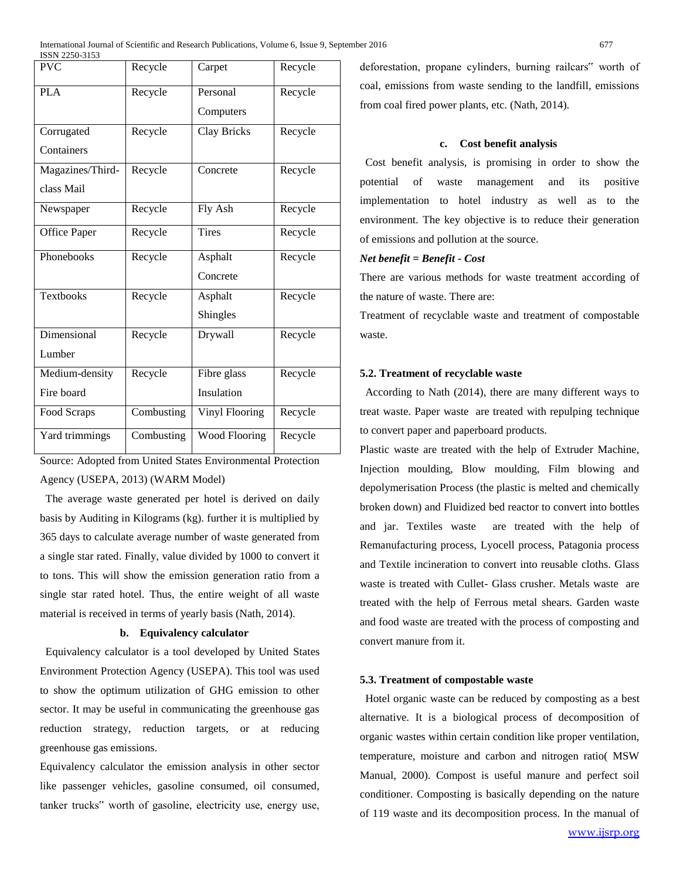| PVC | Recycle | Carpet | Recycle |
|---|---|---|---|
| PLA | Recycle | Personal Computers | Recycle |
| Corrugated Containers | Recycle | Clay Bricks | Recycle |
| Magazines/Third-class Mail | Recycle | Concrete | Recycle |
| Newspaper | Recycle | Fly Ash | Recycle |
| Office Paper | Recycle | Tires | Recycle |
| Phonebooks | Recycle | Asphalt Concrete | Recycle |
| Textbooks | Recycle | Asphalt Shingles | Recycle |
| Dimensional Lumber | Recycle | Drywall | Recycle |
| Medium-density Fire board | Recycle | Fibre glass Insulation | Recycle |
| Food Scraps | Combusting | Vinyl Flooring | Recycle |
| Yard trimmings | Combusting | Wood Flooring | Recycle |

Source: Adopted from United States Environmental Protection Agency (USEPA, 2013) (WARM Model)

The average waste generated per hotel is derived on daily basis by Auditing in Kilograms (kg). further it is multiplied by 365 days to calculate average number of waste generated from a single star rated. Finally, value divided by 1000 to convert it to tons. This will show the emission generation ratio from a single star rated hotel. Thus, the entire weight of all waste material is received in terms of yearly basis (Nath, 2014).

### b. Equivalency calculator

Equivalency calculator is a tool developed by United States Environment Protection Agency (USEPA). This tool was used to show the optimum utilization of GHG emission to other sector. It may be useful in communicating the greenhouse gas reduction strategy, reduction targets, or at reducing greenhouse gas emissions.

Equivalency calculator the emission analysis in other sector like passenger vehicles, gasoline consumed, oil consumed, tanker trucks" worth of gasoline, electricity use, energy use, deforestation, propane cylinders, burning railcars" worth of coal, emissions from waste sending to the landfill, emissions from coal fired power plants, etc. (Nath, 2014).

### c. Cost benefit analysis

Cost benefit analysis, is promising in order to show the potential of waste management and its positive implementation to hotel industry as well as to the environment. The key objective is to reduce their generation of emissions and pollution at the source.

***Net benefit = Benefit - Cost***

There are various methods for waste treatment according of the nature of waste. There are:

Treatment of recyclable waste and treatment of compostable waste.

### 5.2. Treatment of recyclable waste

According to Nath (2014), there are many different ways to treat waste. Paper waste are treated with repulping technique to convert paper and paperboard products.

Plastic waste are treated with the help of Extruder Machine, Injection moulding, Blow moulding, Film blowing and depolymerisation Process (the plastic is melted and chemically broken down) and Fluidized bed reactor to convert into bottles and jar. Textiles waste are treated with the help of Remanufacturing process, Lyocell process, Patagonia process and Textile incineration to convert into reusable cloths. Glass waste is treated with Cullet- Glass crusher. Metals waste are treated with the help of Ferrous metal shears. Garden waste and food waste are treated with the process of composting and convert manure from it.

### 5.3. Treatment of compostable waste

Hotel organic waste can be reduced by composting as a best alternative. It is a biological process of decomposition of organic wastes within certain condition like proper ventilation, temperature, moisture and carbon and nitrogen ratio( MSW Manual, 2000). Compost is useful manure and perfect soil conditioner. Composting is basically depending on the nature of 119 waste and its decomposition process. In the manual of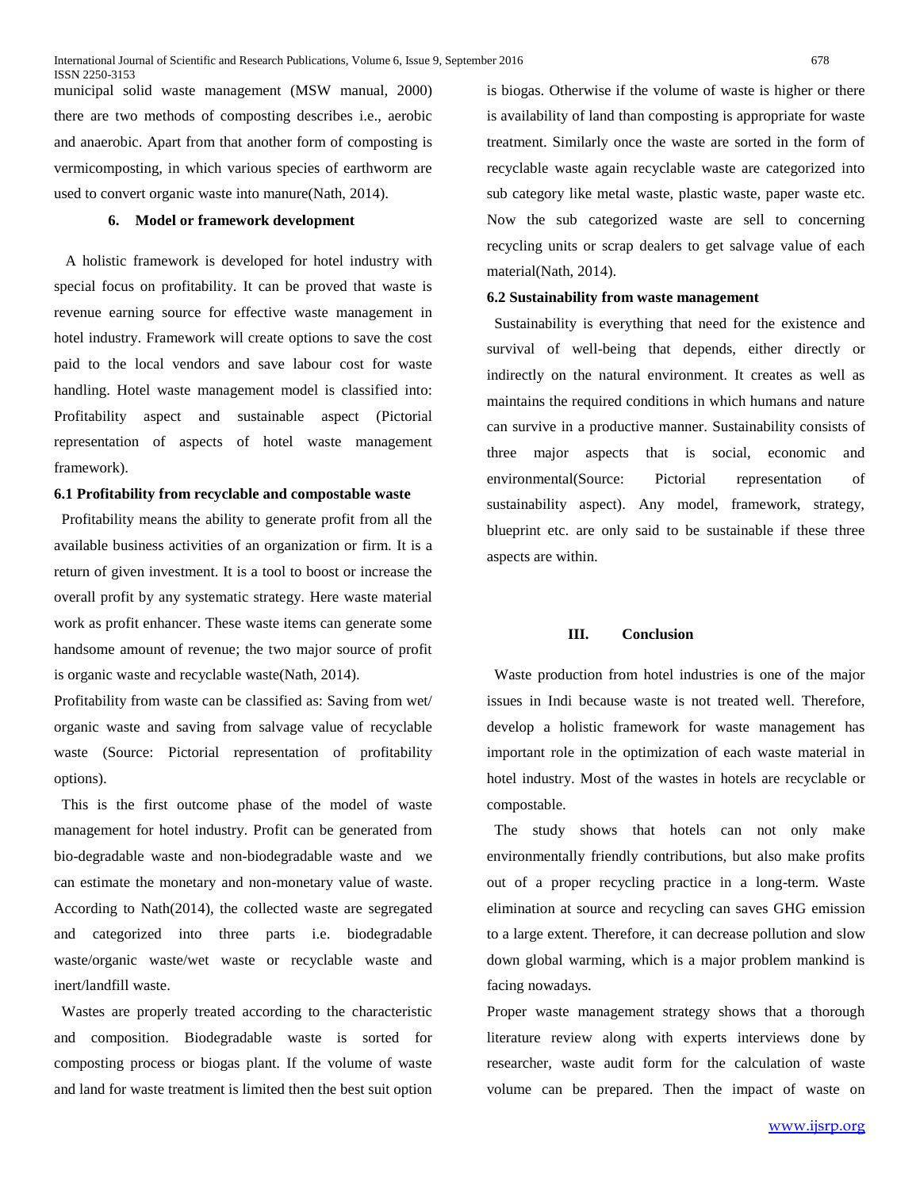municipal solid waste management (MSW manual, 2000) there are two methods of composting describes i.e., aerobic and anaerobic. Apart from that another form of composting is vermicomposting, in which various species of earthworm are used to convert organic waste into manure(Nath, 2014).

### 6. Model or framework development

A holistic framework is developed for hotel industry with special focus on profitability. It can be proved that waste is revenue earning source for effective waste management in hotel industry. Framework will create options to save the cost paid to the local vendors and save labour cost for waste handling. Hotel waste management model is classified into: Profitability aspect and sustainable aspect (Pictorial representation of aspects of hotel waste management framework).

#### 6.1 Profitability from recyclable and compostable waste

Profitability means the ability to generate profit from all the available business activities of an organization or firm. It is a return of given investment. It is a tool to boost or increase the overall profit by any systematic strategy. Here waste material work as profit enhancer. These waste items can generate some handsome amount of revenue; the two major source of profit is organic waste and recyclable waste(Nath, 2014).

Profitability from waste can be classified as: Saving from wet/ organic waste and saving from salvage value of recyclable waste (Source: Pictorial representation of profitability options).

This is the first outcome phase of the model of waste management for hotel industry. Profit can be generated from bio-degradable waste and non-biodegradable waste and we can estimate the monetary and non-monetary value of waste. According to Nath(2014), the collected waste are segregated and categorized into three parts i.e. biodegradable waste/organic waste/wet waste or recyclable waste and inert/landfill waste.

Wastes are properly treated according to the characteristic and composition. Biodegradable waste is sorted for composting process or biogas plant. If the volume of waste and land for waste treatment is limited then the best suit option is biogas. Otherwise if the volume of waste is higher or there is availability of land than composting is appropriate for waste treatment. Similarly once the waste are sorted in the form of recyclable waste again recyclable waste are categorized into sub category like metal waste, plastic waste, paper waste etc. Now the sub categorized waste are sell to concerning recycling units or scrap dealers to get salvage value of each material(Nath, 2014).

#### 6.2 Sustainability from waste management

Sustainability is everything that need for the existence and survival of well-being that depends, either directly or indirectly on the natural environment. It creates as well as maintains the required conditions in which humans and nature can survive in a productive manner. Sustainability consists of three major aspects that is social, economic and environmental(Source: Pictorial representation of sustainability aspect). Any model, framework, strategy, blueprint etc. are only said to be sustainable if these three aspects are within.

## III. Conclusion

Waste production from hotel industries is one of the major issues in Indi because waste is not treated well. Therefore, develop a holistic framework for waste management has important role in the optimization of each waste material in hotel industry. Most of the wastes in hotels are recyclable or compostable.

The study shows that hotels can not only make environmentally friendly contributions, but also make profits out of a proper recycling practice in a long-term. Waste elimination at source and recycling can saves GHG emission to a large extent. Therefore, it can decrease pollution and slow down global warming, which is a major problem mankind is facing nowadays.

Proper waste management strategy shows that a thorough literature review along with experts interviews done by researcher, waste audit form for the calculation of waste volume can be prepared. Then the impact of waste on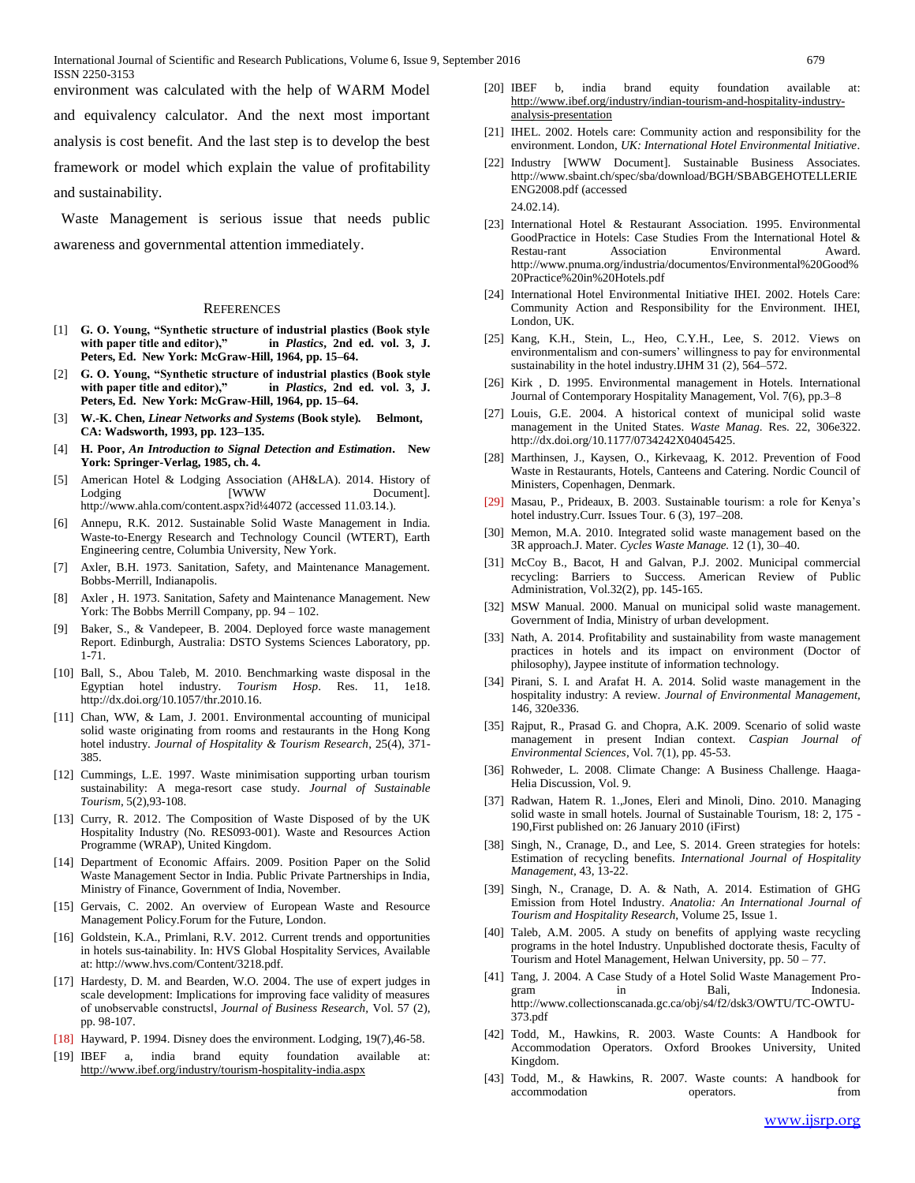environment was calculated with the help of WARM Model and equivalency calculator. And the next most important analysis is cost benefit. And the last step is to develop the best framework or model which explain the value of profitability and sustainability.

Waste Management is serious issue that needs public awareness and governmental attention immediately.

## References

[1] **G. O. Young, "Synthetic structure of industrial plastics (Book style with paper title and editor)," in *Plastics*, 2nd ed. vol. 3, J. Peters, Ed. New York: McGraw-Hill, 1964, pp. 15–64.**

[2] **G. O. Young, "Synthetic structure of industrial plastics (Book style with paper title and editor)," in *Plastics*, 2nd ed. vol. 3, J. Peters, Ed. New York: McGraw-Hill, 1964, pp. 15–64.**

[3] **W.-K. Chen, *Linear Networks and Systems* (Book style). Belmont, CA: Wadsworth, 1993, pp. 123–135.**

[4] **H. Poor, *An Introduction to Signal Detection and Estimation*. New York: Springer-Verlag, 1985, ch. 4.**

[5] American Hotel & Lodging Association (AH&LA). 2014. History of Lodging [WWW Document]. http://www.ahla.com/content.aspx?id¼4072 (accessed 11.03.14.).

[6] Annepu, R.K. 2012. Sustainable Solid Waste Management in India. Waste-to-Energy Research and Technology Council (WTERT), Earth Engineering centre, Columbia University, New York.

[7] Axler, B.H. 1973. Sanitation, Safety, and Maintenance Management. Bobbs-Merrill, Indianapolis.

[8] Axler , H. 1973. Sanitation, Safety and Maintenance Management. New York: The Bobbs Merrill Company, pp. 94 – 102.

[9] Baker, S., & Vandepeer, B. 2004. Deployed force waste management Report. Edinburgh, Australia: DSTO Systems Sciences Laboratory, pp. 1-71.

[10] Ball, S., Abou Taleb, M. 2010. Benchmarking waste disposal in the Egyptian hotel industry. *Tourism Hosp*. Res. 11, 1e18. http://dx.doi.org/10.1057/thr.2010.16.

[11] Chan, WW, & Lam, J. 2001. Environmental accounting of municipal solid waste originating from rooms and restaurants in the Hong Kong hotel industry. *Journal of Hospitality & Tourism Research*, 25(4), 371-385.

[12] Cummings, L.E. 1997. Waste minimisation supporting urban tourism sustainability: A mega-resort case study. *Journal of Sustainable Tourism*, 5(2),93-108.

[13] Curry, R. 2012. The Composition of Waste Disposed of by the UK Hospitality Industry (No. RES093-001). Waste and Resources Action Programme (WRAP), United Kingdom.

[14] Department of Economic Affairs. 2009. Position Paper on the Solid Waste Management Sector in India. Public Private Partnerships in India, Ministry of Finance, Government of India, November.

[15] Gervais, C. 2002. An overview of European Waste and Resource Management Policy.Forum for the Future, London.

[16] Goldstein, K.A., Primlani, R.V. 2012. Current trends and opportunities in hotels sus-tainability. In: HVS Global Hospitality Services, Available at: http://www.hvs.com/Content/3218.pdf.

[17] Hardesty, D. M. and Bearden, W.O. 2004. The use of expert judges in scale development: Implications for improving face validity of measures of unobservable constructs‖, *Journal of Business Research*, Vol. 57 (2), pp. 98-107.

[18] Hayward, P. 1994. Disney does the environment. Lodging, 19(7),46-58.

[19] IBEF a, india brand equity foundation available at: http://www.ibef.org/industry/tourism-hospitality-india.aspx

[20] IBEF b, india brand equity foundation available at: http://www.ibef.org/industry/indian-tourism-and-hospitality-industry-analysis-presentation

[21] IHEL. 2002. Hotels care: Community action and responsibility for the environment. London, *UK: International Hotel Environmental Initiative*.

[22] Industry [WWW Document]. Sustainable Business Associates. http://www.sbaint.ch/spec/sba/download/BGH/SBABGEHOTELLERIEENG2008.pdf (accessed 24.02.14).

[23] International Hotel & Restaurant Association. 1995. Environmental GoodPractice in Hotels: Case Studies From the International Hotel & Restau-rant Association Environmental Award. http://www.pnuma.org/industria/documentos/Environmental%20Good%20Practice%20in%20Hotels.pdf

[24] International Hotel Environmental Initiative IHEI. 2002. Hotels Care: Community Action and Responsibility for the Environment. IHEI, London, UK.

[25] Kang, K.H., Stein, L., Heo, C.Y.H., Lee, S. 2012. Views on environmentalism and con-sumers' willingness to pay for environmental sustainability in the hotel industry.IJHM 31 (2), 564–572.

[26] Kirk , D. 1995. Environmental management in Hotels. International Journal of Contemporary Hospitality Management, Vol. 7(6), pp.3–8

[27] Louis, G.E. 2004. A historical context of municipal solid waste management in the United States. *Waste Manag*. Res. 22, 306e322. http://dx.doi.org/10.1177/0734242X04045425.

[28] Marthinsen, J., Kaysen, O., Kirkevaag, K. 2012. Prevention of Food Waste in Restaurants, Hotels, Canteens and Catering. Nordic Council of Ministers, Copenhagen, Denmark.

[29] Masau, P., Prideaux, B. 2003. Sustainable tourism: a role for Kenya's hotel industry.Curr. Issues Tour. 6 (3), 197–208.

[30] Memon, M.A. 2010. Integrated solid waste management based on the 3R approach.J. Mater. *Cycles Waste Manage.* 12 (1), 30–40.

[31] McCoy B., Bacot, H and Galvan, P.J. 2002. Municipal commercial recycling: Barriers to Success. American Review of Public Administration, Vol.32(2), pp. 145-165.

[32] MSW Manual. 2000. Manual on municipal solid waste management. Government of India, Ministry of urban development.

[33] Nath, A. 2014. Profitability and sustainability from waste management practices in hotels and its impact on environment (Doctor of philosophy), Jaypee institute of information technology.

[34] Pirani, S. I. and Arafat H. A. 2014. Solid waste management in the hospitality industry: A review. *Journal of Environmental Management*, 146, 320e336.

[35] Rajput, R., Prasad G. and Chopra, A.K. 2009. Scenario of solid waste management in present Indian context. *Caspian Journal of Environmental Sciences*, Vol. 7(1), pp. 45-53.

[36] Rohweder, L. 2008. Climate Change: A Business Challenge. Haaga-Helia Discussion, Vol. 9.

[37] Radwan, Hatem R. 1.,Jones, Eleri and Minoli, Dino. 2010. Managing solid waste in small hotels. Journal of Sustainable Tourism, 18: 2, 175 - 190,First published on: 26 January 2010 (iFirst)

[38] Singh, N., Cranage, D., and Lee, S. 2014. Green strategies for hotels: Estimation of recycling benefits. *International Journal of Hospitality Management*, 43, 13-22.

[39] Singh, N., Cranage, D. A. & Nath, A. 2014. Estimation of GHG Emission from Hotel Industry. *Anatolia: An International Journal of Tourism and Hospitality Research*, Volume 25, Issue 1.

[40] Taleb, A.M. 2005. A study on benefits of applying waste recycling programs in the hotel Industry. Unpublished doctorate thesis, Faculty of Tourism and Hotel Management, Helwan University, pp. 50 – 77.

[41] Tang, J. 2004. A Case Study of a Hotel Solid Waste Management Pro-gram in Bali, Indonesia. http://www.collectionscanada.gc.ca/obj/s4/f2/dsk3/OWTU/TC-OWTU-373.pdf

[42] Todd, M., Hawkins, R. 2003. Waste Counts: A Handbook for Accommodation Operators. Oxford Brookes University, United Kingdom.

[43] Todd, M., & Hawkins, R. 2007. Waste counts: A handbook for accommodation operators. from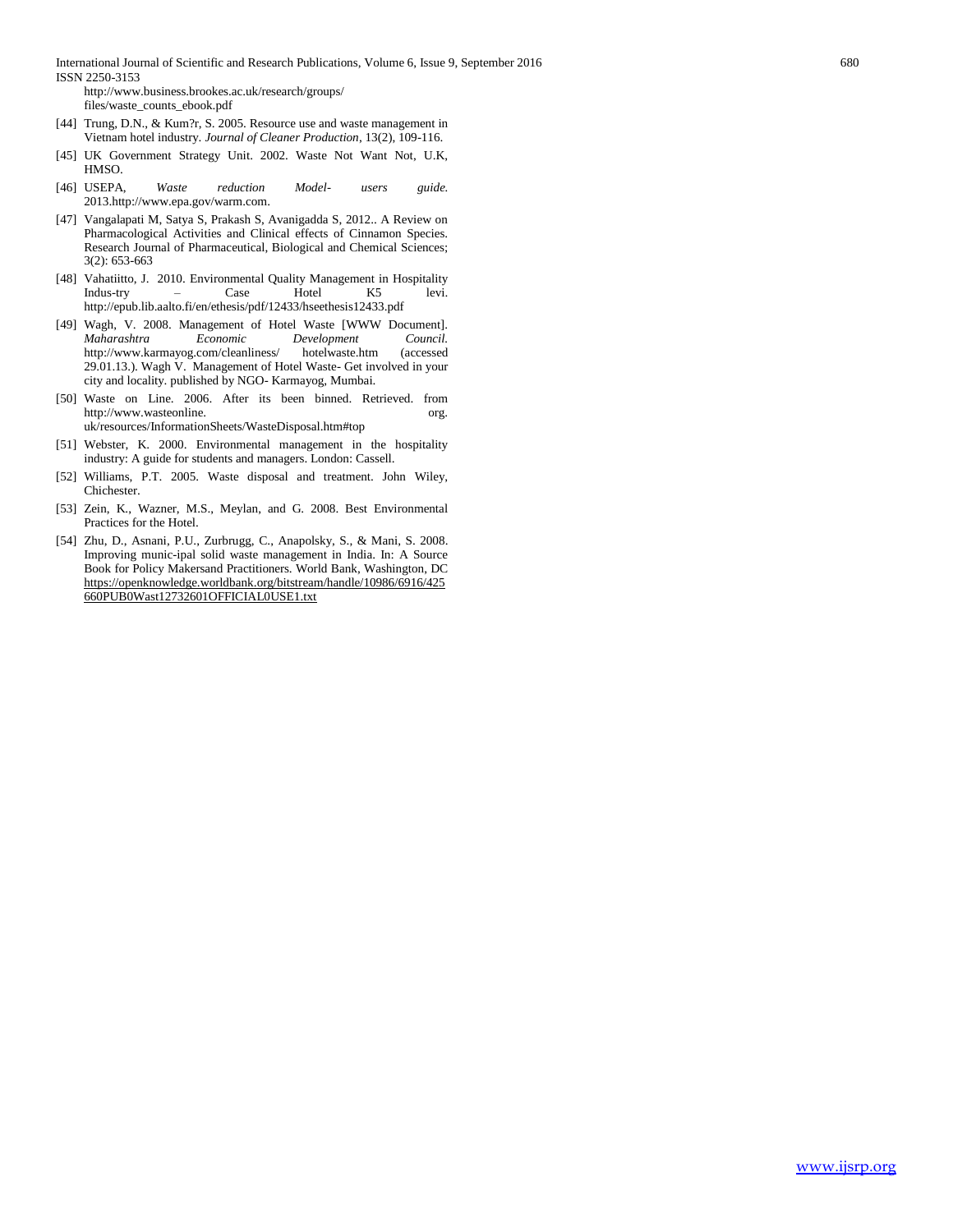http://www.business.brookes.ac.uk/research/groups/files/waste_counts_ebook.pdf

[44] Trung, D.N., & Kum?r, S. 2005. Resource use and waste management in Vietnam hotel industry. *Journal of Cleaner Production*, 13(2), 109-116.

[45] UK Government Strategy Unit. 2002. Waste Not Want Not, U.K, HMSO.

[46] USEPA, *Waste reduction Model- users guide.* 2013.http://www.epa.gov/warm.com.

[47] Vangalapati M, Satya S, Prakash S, Avanigadda S, 2012.. A Review on Pharmacological Activities and Clinical effects of Cinnamon Species. Research Journal of Pharmaceutical, Biological and Chemical Sciences; 3(2): 653-663

[48] Vahatiitto, J. 2010. Environmental Quality Management in Hospitality Indus-try – Case Hotel K5 levi. http://epub.lib.aalto.fi/en/ethesis/pdf/12433/hseethesis12433.pdf

[49] Wagh, V. 2008. Management of Hotel Waste [WWW Document]. *Maharashtra Economic Development Council.* http://www.karmayog.com/cleanliness/ hotelwaste.htm (accessed 29.01.13.). Wagh V. Management of Hotel Waste- Get involved in your city and locality. published by NGO- Karmayog, Mumbai.

[50] Waste on Line. 2006. After its been binned. Retrieved. from http://www.wasteonline. org. uk/resources/InformationSheets/WasteDisposal.htm#top

[51] Webster, K. 2000. Environmental management in the hospitality industry: A guide for students and managers. London: Cassell.

[52] Williams, P.T. 2005. Waste disposal and treatment. John Wiley, Chichester.

[53] Zein, K., Wazner, M.S., Meylan, and G. 2008. Best Environmental Practices for the Hotel.

[54] Zhu, D., Asnani, P.U., Zurbrugg, C., Anapolsky, S., & Mani, S. 2008. Improving munic-ipal solid waste management in India. In: A Source Book for Policy Makersand Practitioners. World Bank, Washington, DC https://openknowledge.worldbank.org/bitstream/handle/10986/6916/425660PUB0Wast12732601OFFICIAL0USE1.txt